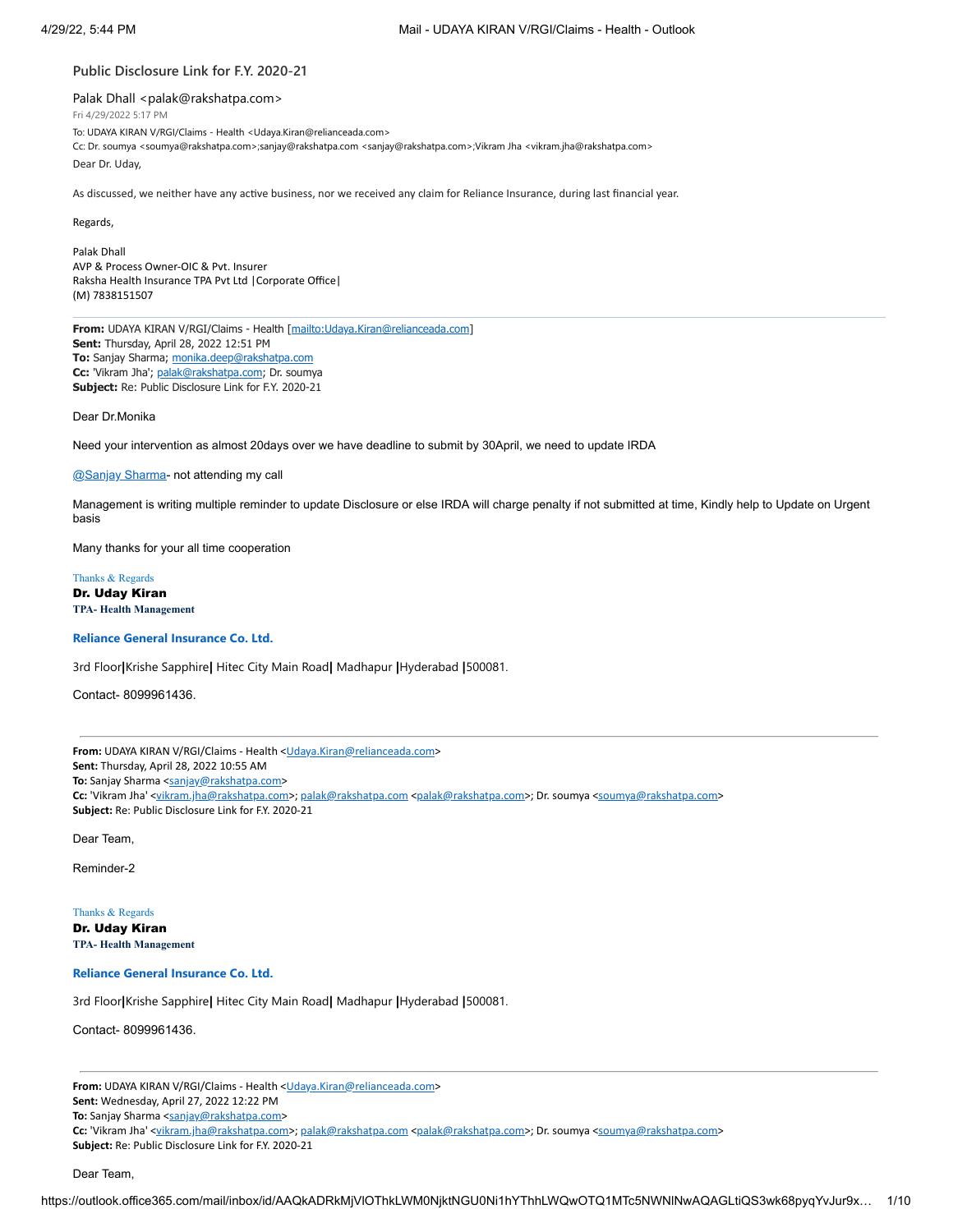## Public Disclosure Link for F.Y. 2020-21

Palak Dhall <palak@rakshatpa.com>

Fri 4/29/2022 5:17 PM

To: UDAYA KIRAN V/RGI/Claims - Health <Udaya.Kiran@relianceada.com>

Cc: Dr. soumya <soumya@rakshatpa.com>;sanjay@rakshatpa.com <sanjay@rakshatpa.com>;Vikram Jha <vikram.jha@rakshatpa.com>

Dear Dr. Uday,

As discussed, we neither have any active business, nor we received any claim for Reliance Insurance, during last financial year.

Regards,

Palak Dhall
AVP & Process Owner-OIC & Pvt. Insurer
Raksha Health Insurance TPA Pvt Ltd |Corporate Office|
(M) 7838151507

---

**From:** UDAYA KIRAN V/RGI/Claims - Health [mailto:Udaya.Kiran@relianceada.com]
**Sent:** Thursday, April 28, 2022 12:51 PM
**To:** Sanjay Sharma; monika.deep@rakshatpa.com
**Cc:** 'Vikram Jha'; palak@rakshatpa.com; Dr. soumya
**Subject:** Re: Public Disclosure Link for F.Y. 2020-21

Dear Dr.Monika

Need your intervention as almost 20days over we have deadline to submit by 30April, we need to update IRDA

@Sanjay Sharma- not attending my call

Management is writing multiple reminder to update Disclosure or else IRDA will charge penalty if not submitted at time, Kindly help to Update on Urgent basis

Many thanks for your all time cooperation

Thanks & Regards
**Dr. Uday Kiran**
**TPA- Health Management**

**Reliance General Insurance Co. Ltd.**

3rd Floor|Krishe Sapphire| Hitec City Main Road| Madhapur |Hyderabad |500081.

Contact- 8099961436.

---

**From:** UDAYA KIRAN V/RGI/Claims - Health <Udaya.Kiran@relianceada.com>
**Sent:** Thursday, April 28, 2022 10:55 AM
**To:** Sanjay Sharma <sanjay@rakshatpa.com>
**Cc:** 'Vikram Jha' <vikram.jha@rakshatpa.com>; palak@rakshatpa.com <palak@rakshatpa.com>; Dr. soumya <soumya@rakshatpa.com>
**Subject:** Re: Public Disclosure Link for F.Y. 2020-21

Dear Team,

Reminder-2

Thanks & Regards
**Dr. Uday Kiran**
**TPA- Health Management**

**Reliance General Insurance Co. Ltd.**

3rd Floor|Krishe Sapphire| Hitec City Main Road| Madhapur |Hyderabad |500081.

Contact- 8099961436.

---

**From:** UDAYA KIRAN V/RGI/Claims - Health <Udaya.Kiran@relianceada.com>
**Sent:** Wednesday, April 27, 2022 12:22 PM
**To:** Sanjay Sharma <sanjay@rakshatpa.com>
**Cc:** 'Vikram Jha' <vikram.jha@rakshatpa.com>; palak@rakshatpa.com <palak@rakshatpa.com>; Dr. soumya <soumya@rakshatpa.com>
**Subject:** Re: Public Disclosure Link for F.Y. 2020-21

Dear Team,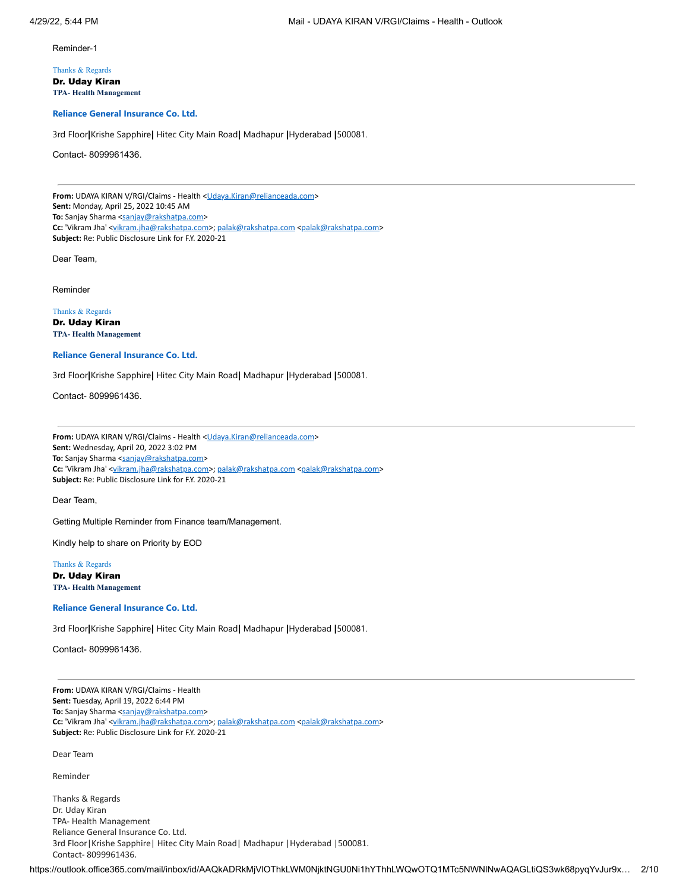Reminder-1

Thanks & Regards
**Dr. Uday Kiran**
**TPA- Health Management**

**Reliance General Insurance Co. Ltd.**

3rd Floor|Krishe Sapphire| Hitec City Main Road| Madhapur |Hyderabad |500081.

Contact- 8099961436.

---

**From:** UDAYA KIRAN V/RGI/Claims - Health <Udaya.Kiran@relianceada.com>
**Sent:** Monday, April 25, 2022 10:45 AM
**To:** Sanjay Sharma <sanjay@rakshatpa.com>
**Cc:** 'Vikram Jha' <vikram.jha@rakshatpa.com>; palak@rakshatpa.com <palak@rakshatpa.com>
**Subject:** Re: Public Disclosure Link for F.Y. 2020-21

Dear Team,

Reminder

Thanks & Regards
**Dr. Uday Kiran**
**TPA- Health Management**

**Reliance General Insurance Co. Ltd.**

3rd Floor|Krishe Sapphire| Hitec City Main Road| Madhapur |Hyderabad |500081.

Contact- 8099961436.

---

**From:** UDAYA KIRAN V/RGI/Claims - Health <Udaya.Kiran@relianceada.com>
**Sent:** Wednesday, April 20, 2022 3:02 PM
**To:** Sanjay Sharma <sanjay@rakshatpa.com>
**Cc:** 'Vikram Jha' <vikram.jha@rakshatpa.com>; palak@rakshatpa.com <palak@rakshatpa.com>
**Subject:** Re: Public Disclosure Link for F.Y. 2020-21

Dear Team,

Getting Multiple Reminder from Finance team/Management.

Kindly help to share on Priority by EOD

Thanks & Regards
**Dr. Uday Kiran**
**TPA- Health Management**

**Reliance General Insurance Co. Ltd.**

3rd Floor|Krishe Sapphire| Hitec City Main Road| Madhapur |Hyderabad |500081.

Contact- 8099961436.

---

**From:** UDAYA KIRAN V/RGI/Claims - Health
**Sent:** Tuesday, April 19, 2022 6:44 PM
**To:** Sanjay Sharma <sanjay@rakshatpa.com>
**Cc:** 'Vikram Jha' <vikram.jha@rakshatpa.com>; palak@rakshatpa.com <palak@rakshatpa.com>
**Subject:** Re: Public Disclosure Link for F.Y. 2020-21

Dear Team

Reminder

Thanks & Regards
Dr. Uday Kiran
TPA- Health Management
Reliance General Insurance Co. Ltd.
3rd Floor|Krishe Sapphire| Hitec City Main Road| Madhapur |Hyderabad |500081.
Contact- 8099961436.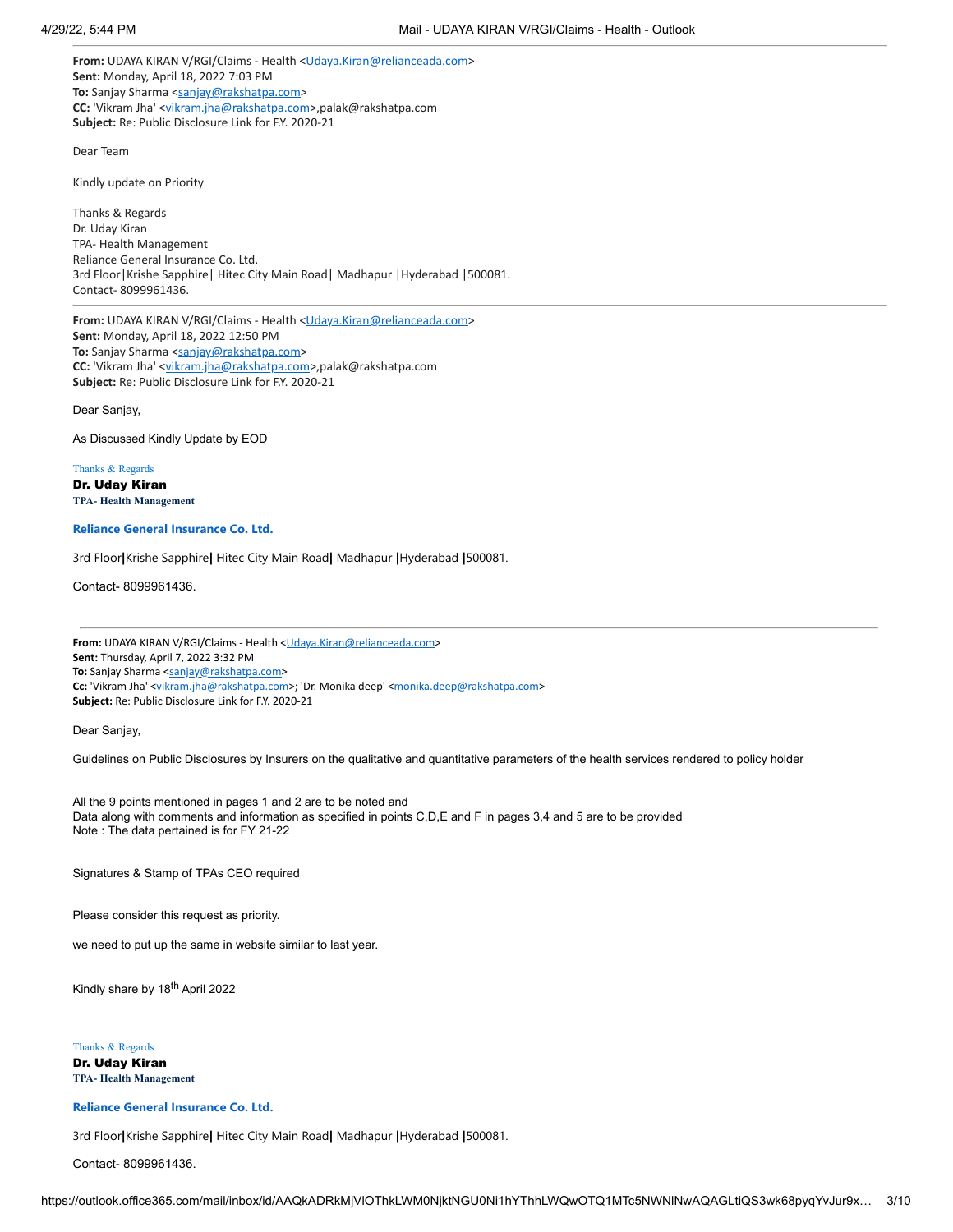**From:** UDAYA KIRAN V/RGI/Claims - Health <Udaya.Kiran@relianceada.com>
**Sent:** Monday, April 18, 2022 7:03 PM
**To:** Sanjay Sharma <sanjay@rakshatpa.com>
**CC:** 'Vikram Jha' <vikram.jha@rakshatpa.com>,palak@rakshatpa.com
**Subject:** Re: Public Disclosure Link for F.Y. 2020-21

Dear Team

Kindly update on Priority

Thanks & Regards
Dr. Uday Kiran
TPA- Health Management
Reliance General Insurance Co. Ltd.
3rd Floor|Krishe Sapphire| Hitec City Main Road| Madhapur |Hyderabad |500081.
Contact- 8099961436.

---

**From:** UDAYA KIRAN V/RGI/Claims - Health <Udaya.Kiran@relianceada.com>
**Sent:** Monday, April 18, 2022 12:50 PM
**To:** Sanjay Sharma <sanjay@rakshatpa.com>
**CC:** 'Vikram Jha' <vikram.jha@rakshatpa.com>,palak@rakshatpa.com
**Subject:** Re: Public Disclosure Link for F.Y. 2020-21

Dear Sanjay,

As Discussed Kindly Update by EOD

Thanks & Regards
**Dr. Uday Kiran**
**TPA- Health Management**

**Reliance General Insurance Co. Ltd.**

3rd Floor|Krishe Sapphire| Hitec City Main Road| Madhapur |Hyderabad |500081.

Contact- 8099961436.

---

**From:** UDAYA KIRAN V/RGI/Claims - Health <Udaya.Kiran@relianceada.com>
**Sent:** Thursday, April 7, 2022 3:32 PM
**To:** Sanjay Sharma <sanjay@rakshatpa.com>
**Cc:** 'Vikram Jha' <vikram.jha@rakshatpa.com>; 'Dr. Monika deep' <monika.deep@rakshatpa.com>
**Subject:** Re: Public Disclosure Link for F.Y. 2020-21

Dear Sanjay,

Guidelines on Public Disclosures by Insurers on the qualitative and quantitative parameters of the health services rendered to policy holder

All the 9 points mentioned in pages 1 and 2 are to be noted and
Data along with comments and information as specified in points C,D,E and F in pages 3,4 and 5 are to be provided
Note : The data pertained is for FY 21-22

Signatures & Stamp of TPAs CEO required

Please consider this request as priority.

we need to put up the same in website similar to last year.

Kindly share by 18th April 2022

Thanks & Regards
**Dr. Uday Kiran**
**TPA- Health Management**

**Reliance General Insurance Co. Ltd.**

3rd Floor|Krishe Sapphire| Hitec City Main Road| Madhapur |Hyderabad |500081.

Contact- 8099961436.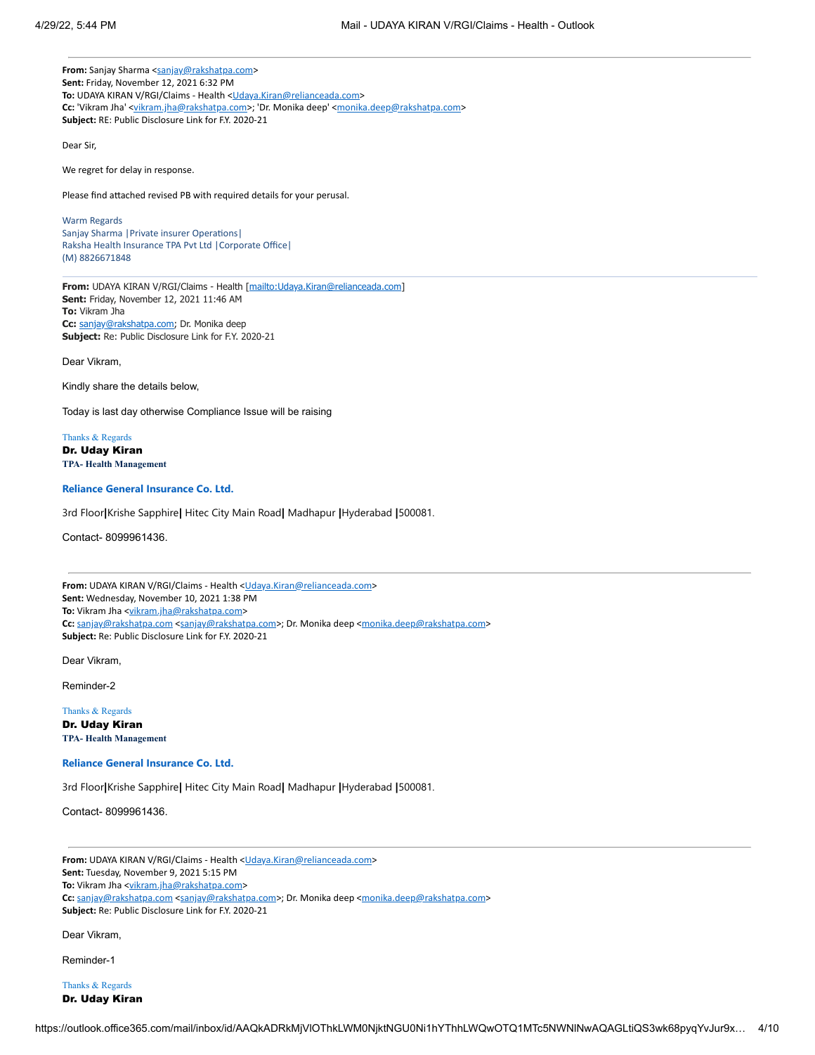---

**From:** Sanjay Sharma <sanjay@rakshatpa.com>
**Sent:** Friday, November 12, 2021 6:32 PM
**To:** UDAYA KIRAN V/RGI/Claims - Health <Udaya.Kiran@relianceada.com>
**Cc:** 'Vikram Jha' <vikram.jha@rakshatpa.com>; 'Dr. Monika deep' <monika.deep@rakshatpa.com>
**Subject:** RE: Public Disclosure Link for F.Y. 2020-21

Dear Sir,

We regret for delay in response.

Please find attached revised PB with required details for your perusal.

Warm Regards
Sanjay Sharma |Private insurer Operations|
Raksha Health Insurance TPA Pvt Ltd |Corporate Office|
(M) 8826671848

---

**From:** UDAYA KIRAN V/RGI/Claims - Health [mailto:Udaya.Kiran@relianceada.com]
**Sent:** Friday, November 12, 2021 11:46 AM
**To:** Vikram Jha
**Cc:** sanjay@rakshatpa.com; Dr. Monika deep
**Subject:** Re: Public Disclosure Link for F.Y. 2020-21

Dear Vikram,

Kindly share the details below,

Today is last day otherwise Compliance Issue will be raising

Thanks & Regards
**Dr. Uday Kiran**
**TPA- Health Management**

**Reliance General Insurance Co. Ltd.**

3rd Floor**|**Krishe Sapphire**|** Hitec City Main Road**|** Madhapur **|**Hyderabad **|**500081.

Contact- 8099961436.

---

**From:** UDAYA KIRAN V/RGI/Claims - Health <Udaya.Kiran@relianceada.com>
**Sent:** Wednesday, November 10, 2021 1:38 PM
**To:** Vikram Jha <vikram.jha@rakshatpa.com>
**Cc:** sanjay@rakshatpa.com <sanjay@rakshatpa.com>; Dr. Monika deep <monika.deep@rakshatpa.com>
**Subject:** Re: Public Disclosure Link for F.Y. 2020-21

Dear Vikram,

Reminder-2

Thanks & Regards
**Dr. Uday Kiran**
**TPA- Health Management**

**Reliance General Insurance Co. Ltd.**

3rd Floor**|**Krishe Sapphire**|** Hitec City Main Road**|** Madhapur **|**Hyderabad **|**500081.

Contact- 8099961436.

---

**From:** UDAYA KIRAN V/RGI/Claims - Health <Udaya.Kiran@relianceada.com>
**Sent:** Tuesday, November 9, 2021 5:15 PM
**To:** Vikram Jha <vikram.jha@rakshatpa.com>
**Cc:** sanjay@rakshatpa.com <sanjay@rakshatpa.com>; Dr. Monika deep <monika.deep@rakshatpa.com>
**Subject:** Re: Public Disclosure Link for F.Y. 2020-21

Dear Vikram,

Reminder-1

Thanks & Regards
**Dr. Uday Kiran**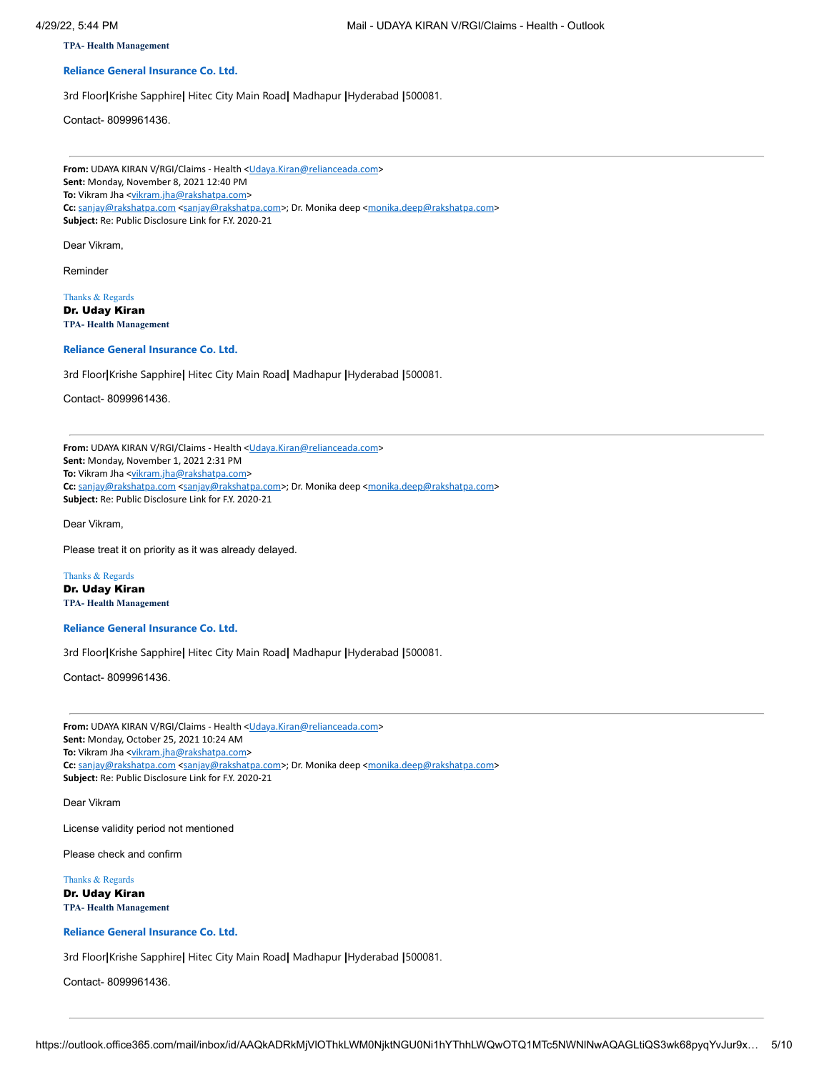**TPA- Health Management**

**Reliance General Insurance Co. Ltd.**

3rd Floor|Krishe Sapphire| Hitec City Main Road| Madhapur |Hyderabad |500081.

Contact- 8099961436.

---

**From:** UDAYA KIRAN V/RGI/Claims - Health <Udaya.Kiran@relianceada.com>
**Sent:** Monday, November 8, 2021 12:40 PM
**To:** Vikram Jha <vikram.jha@rakshatpa.com>
**Cc:** sanjay@rakshatpa.com <sanjay@rakshatpa.com>; Dr. Monika deep <monika.deep@rakshatpa.com>
**Subject:** Re: Public Disclosure Link for F.Y. 2020-21

Dear Vikram,

Reminder

Thanks & Regards
**Dr. Uday Kiran**
**TPA- Health Management**

**Reliance General Insurance Co. Ltd.**

3rd Floor|Krishe Sapphire| Hitec City Main Road| Madhapur |Hyderabad |500081.

Contact- 8099961436.

---

**From:** UDAYA KIRAN V/RGI/Claims - Health <Udaya.Kiran@relianceada.com>
**Sent:** Monday, November 1, 2021 2:31 PM
**To:** Vikram Jha <vikram.jha@rakshatpa.com>
**Cc:** sanjay@rakshatpa.com <sanjay@rakshatpa.com>; Dr. Monika deep <monika.deep@rakshatpa.com>
**Subject:** Re: Public Disclosure Link for F.Y. 2020-21

Dear Vikram,

Please treat it on priority as it was already delayed.

Thanks & Regards
**Dr. Uday Kiran**
**TPA- Health Management**

**Reliance General Insurance Co. Ltd.**

3rd Floor|Krishe Sapphire| Hitec City Main Road| Madhapur |Hyderabad |500081.

Contact- 8099961436.

---

**From:** UDAYA KIRAN V/RGI/Claims - Health <Udaya.Kiran@relianceada.com>
**Sent:** Monday, October 25, 2021 10:24 AM
**To:** Vikram Jha <vikram.jha@rakshatpa.com>
**Cc:** sanjay@rakshatpa.com <sanjay@rakshatpa.com>; Dr. Monika deep <monika.deep@rakshatpa.com>
**Subject:** Re: Public Disclosure Link for F.Y. 2020-21

Dear Vikram

License validity period not mentioned

Please check and confirm

Thanks & Regards
**Dr. Uday Kiran**
**TPA- Health Management**

**Reliance General Insurance Co. Ltd.**

3rd Floor|Krishe Sapphire| Hitec City Main Road| Madhapur |Hyderabad |500081.

Contact- 8099961436.

---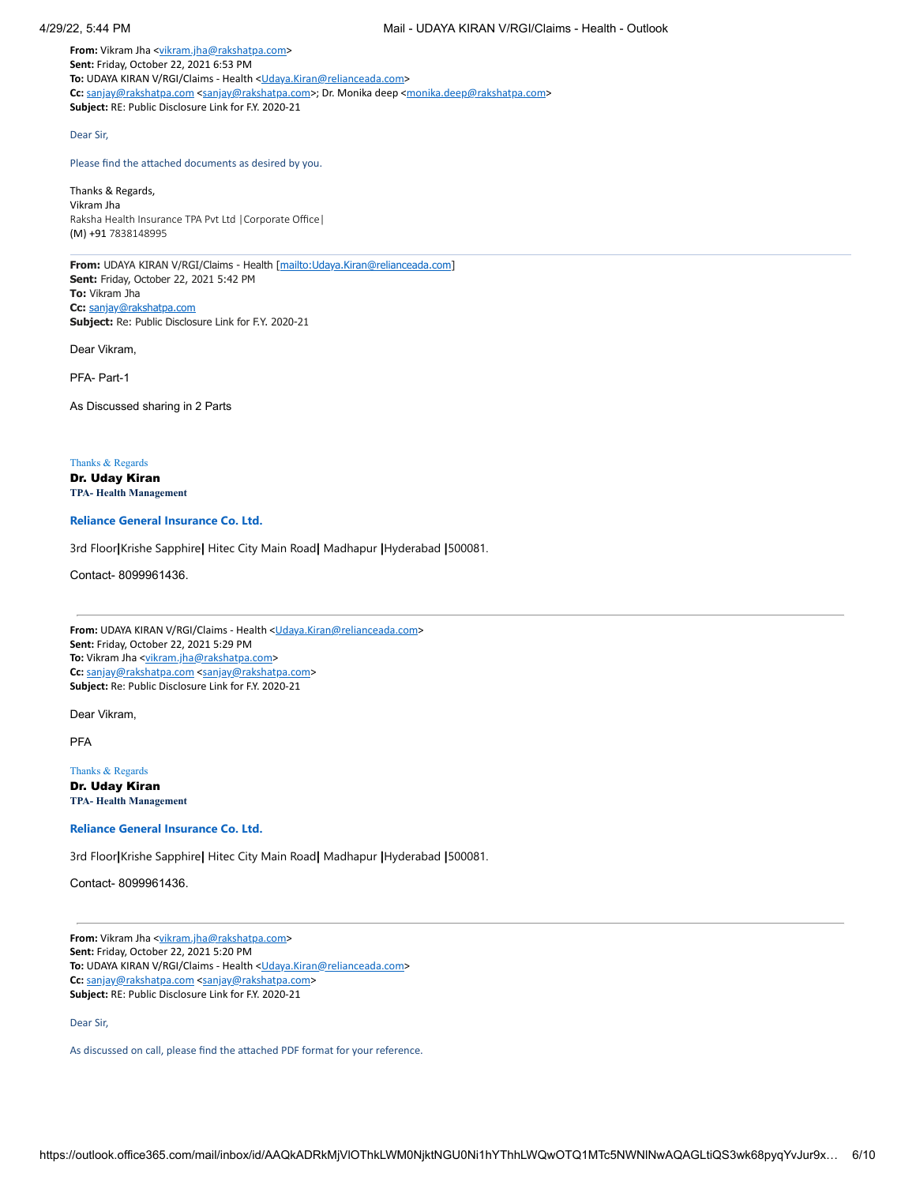**From:** Vikram Jha <vikram.jha@rakshatpa.com>
**Sent:** Friday, October 22, 2021 6:53 PM
**To:** UDAYA KIRAN V/RGI/Claims - Health <Udaya.Kiran@relianceada.com>
**Cc:** sanjay@rakshatpa.com <sanjay@rakshatpa.com>; Dr. Monika deep <monika.deep@rakshatpa.com>
**Subject:** RE: Public Disclosure Link for F.Y. 2020-21

Dear Sir,

Please find the attached documents as desired by you.

Thanks & Regards,
Vikram Jha
Raksha Health Insurance TPA Pvt Ltd |Corporate Office|
(M) +91 7838148995

---

**From:** UDAYA KIRAN V/RGI/Claims - Health [mailto:Udaya.Kiran@relianceada.com]
**Sent:** Friday, October 22, 2021 5:42 PM
**To:** Vikram Jha
**Cc:** sanjay@rakshatpa.com
**Subject:** Re: Public Disclosure Link for F.Y. 2020-21

Dear Vikram,

PFA- Part-1

As Discussed sharing in 2 Parts

Thanks & Regards
**Dr. Uday Kiran**
**TPA- Health Management**

**Reliance General Insurance Co. Ltd.**

3rd Floor|Krishe Sapphire| Hitec City Main Road| Madhapur |Hyderabad |500081.

Contact- 8099961436.

---

**From:** UDAYA KIRAN V/RGI/Claims - Health <Udaya.Kiran@relianceada.com>
**Sent:** Friday, October 22, 2021 5:29 PM
**To:** Vikram Jha <vikram.jha@rakshatpa.com>
**Cc:** sanjay@rakshatpa.com <sanjay@rakshatpa.com>
**Subject:** Re: Public Disclosure Link for F.Y. 2020-21

Dear Vikram,

PFA

Thanks & Regards
**Dr. Uday Kiran**
**TPA- Health Management**

**Reliance General Insurance Co. Ltd.**

3rd Floor|Krishe Sapphire| Hitec City Main Road| Madhapur |Hyderabad |500081.

Contact- 8099961436.

---

**From:** Vikram Jha <vikram.jha@rakshatpa.com>
**Sent:** Friday, October 22, 2021 5:20 PM
**To:** UDAYA KIRAN V/RGI/Claims - Health <Udaya.Kiran@relianceada.com>
**Cc:** sanjay@rakshatpa.com <sanjay@rakshatpa.com>
**Subject:** RE: Public Disclosure Link for F.Y. 2020-21

Dear Sir,

As discussed on call, please find the attached PDF format for your reference.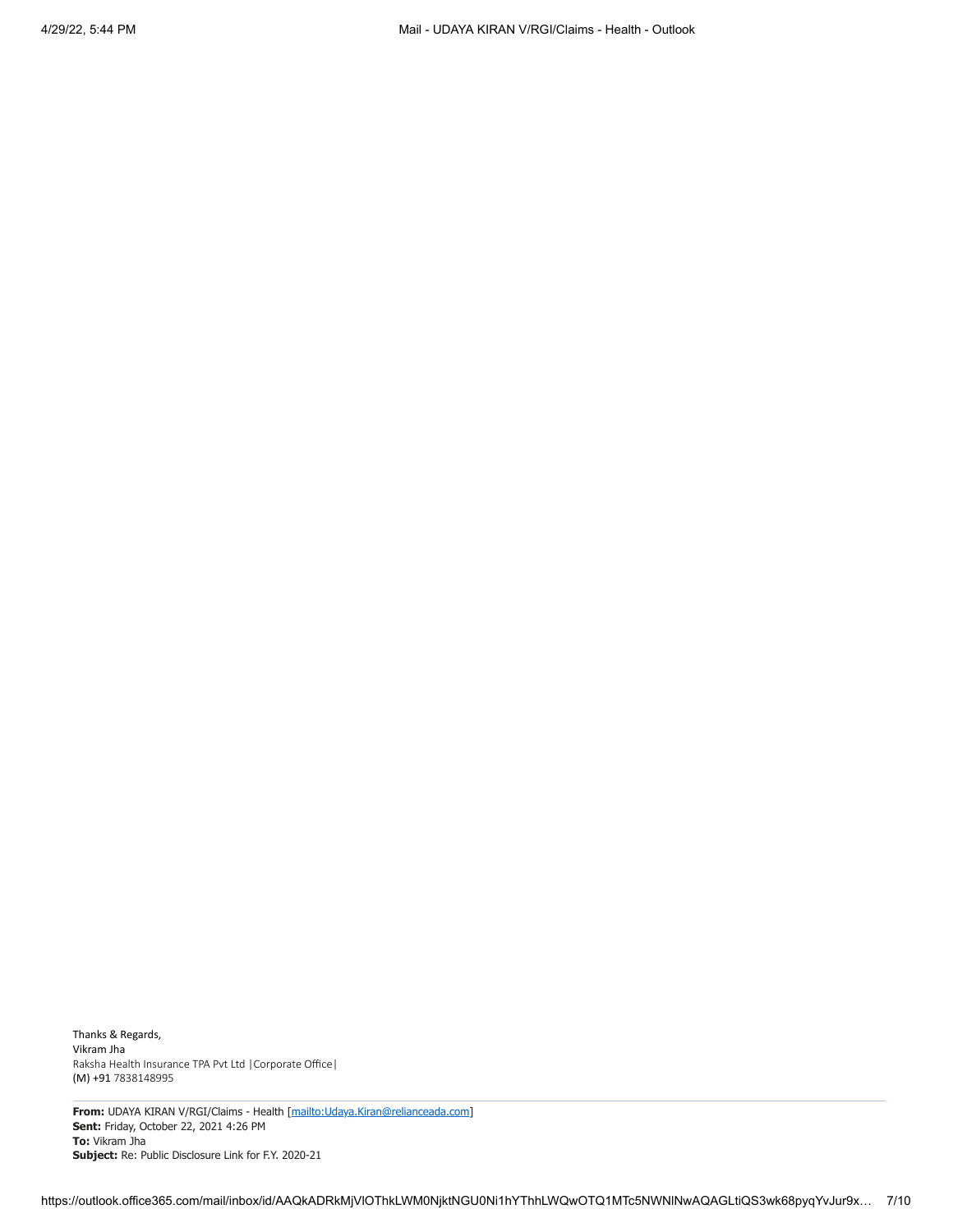Thanks & Regards,
Vikram Jha
Raksha Health Insurance TPA Pvt Ltd |Corporate Office|
(M) +91 7838148995

---

**From:** UDAYA KIRAN V/RGI/Claims - Health [mailto:Udaya.Kiran@relianceada.com]
**Sent:** Friday, October 22, 2021 4:26 PM
**To:** Vikram Jha
**Subject:** Re: Public Disclosure Link for F.Y. 2020-21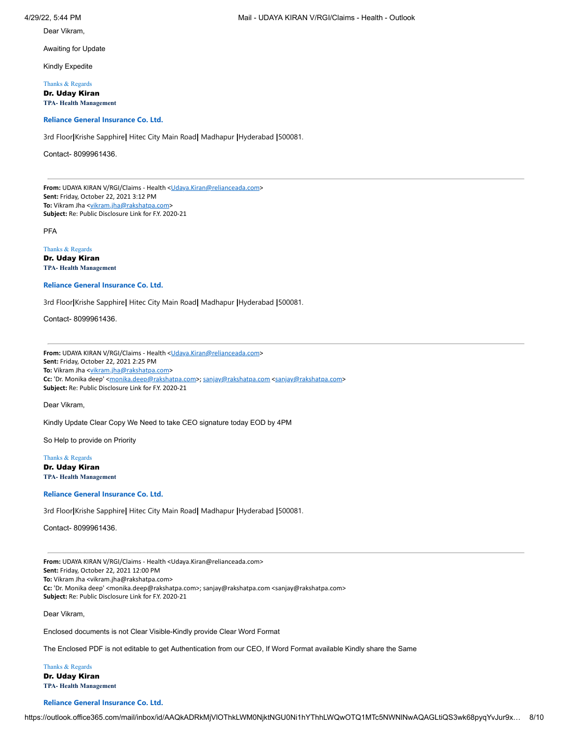Dear Vikram,

Awaiting for Update

Kindly Expedite

Thanks & Regards

**Dr. Uday Kiran**

**TPA- Health Management**

**Reliance General Insurance Co. Ltd.**

3rd Floor**|**Krishe Sapphire**|** Hitec City Main Road**|** Madhapur **|**Hyderabad **|**500081.

Contact- 8099961436.

---

**From:** UDAYA KIRAN V/RGI/Claims - Health <Udaya.Kiran@relianceada.com>
**Sent:** Friday, October 22, 2021 3:12 PM
**To:** Vikram Jha <vikram.jha@rakshatpa.com>
**Subject:** Re: Public Disclosure Link for F.Y. 2020-21

PFA

Thanks & Regards

**Dr. Uday Kiran**

**TPA- Health Management**

**Reliance General Insurance Co. Ltd.**

3rd Floor**|**Krishe Sapphire**|** Hitec City Main Road**|** Madhapur **|**Hyderabad **|**500081.

Contact- 8099961436.

---

**From:** UDAYA KIRAN V/RGI/Claims - Health <Udaya.Kiran@relianceada.com>
**Sent:** Friday, October 22, 2021 2:25 PM
**To:** Vikram Jha <vikram.jha@rakshatpa.com>
**Cc:** 'Dr. Monika deep' <monika.deep@rakshatpa.com>; sanjay@rakshatpa.com <sanjay@rakshatpa.com>
**Subject:** Re: Public Disclosure Link for F.Y. 2020-21

Dear Vikram,

Kindly Update Clear Copy We Need to take CEO signature today EOD by 4PM

So Help to provide on Priority

Thanks & Regards

**Dr. Uday Kiran**

**TPA- Health Management**

**Reliance General Insurance Co. Ltd.**

3rd Floor**|**Krishe Sapphire**|** Hitec City Main Road**|** Madhapur **|**Hyderabad **|**500081.

Contact- 8099961436.

---

**From:** UDAYA KIRAN V/RGI/Claims - Health <Udaya.Kiran@relianceada.com>
**Sent:** Friday, October 22, 2021 12:00 PM
**To:** Vikram Jha <vikram.jha@rakshatpa.com>
**Cc:** 'Dr. Monika deep' <monika.deep@rakshatpa.com>; sanjay@rakshatpa.com <sanjay@rakshatpa.com>
**Subject:** Re: Public Disclosure Link for F.Y. 2020-21

Dear Vikram,

Enclosed documents is not Clear Visible-Kindly provide Clear Word Format

The Enclosed PDF is not editable to get Authentication from our CEO, If Word Format available Kindly share the Same

Thanks & Regards

**Dr. Uday Kiran**

**TPA- Health Management**

**Reliance General Insurance Co. Ltd.**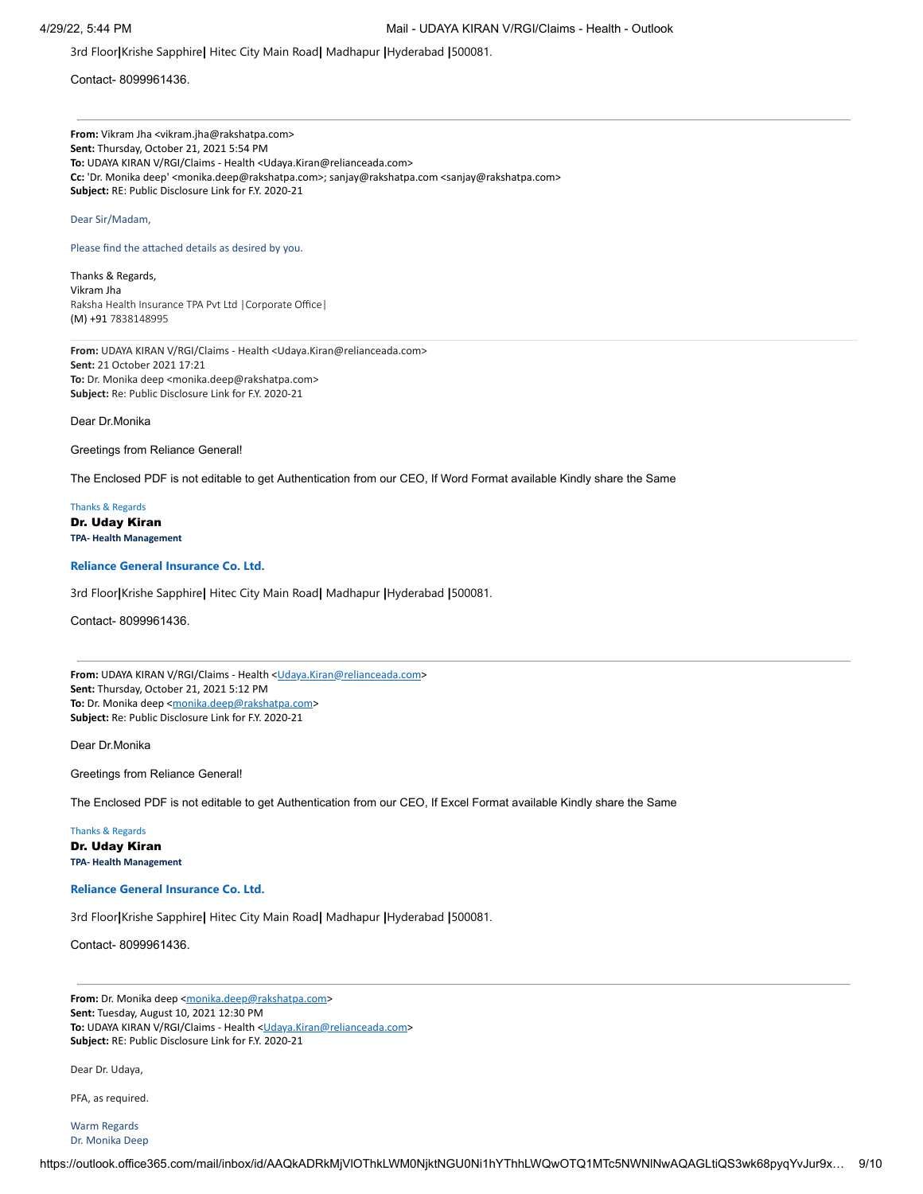3rd Floor|Krishe Sapphire| Hitec City Main Road| Madhapur |Hyderabad |500081.

Contact- 8099961436.

---

**From:** Vikram Jha <vikram.jha@rakshatpa.com>
**Sent:** Thursday, October 21, 2021 5:54 PM
**To:** UDAYA KIRAN V/RGI/Claims - Health <Udaya.Kiran@relianceada.com>
**Cc:** 'Dr. Monika deep' <monika.deep@rakshatpa.com>; sanjay@rakshatpa.com <sanjay@rakshatpa.com>
**Subject:** RE: Public Disclosure Link for F.Y. 2020-21

Dear Sir/Madam,

Please find the attached details as desired by you.

Thanks & Regards,
Vikram Jha
Raksha Health Insurance TPA Pvt Ltd |Corporate Office|
(M) +91 7838148995

---

**From:** UDAYA KIRAN V/RGI/Claims - Health <Udaya.Kiran@relianceada.com>
**Sent:** 21 October 2021 17:21
**To:** Dr. Monika deep <monika.deep@rakshatpa.com>
**Subject:** Re: Public Disclosure Link for F.Y. 2020-21

Dear Dr.Monika

Greetings from Reliance General!

The Enclosed PDF is not editable to get Authentication from our CEO, If Word Format available Kindly share the Same

Thanks & Regards
**Dr. Uday Kiran**
**TPA- Health Management**

**Reliance General Insurance Co. Ltd.**

3rd Floor|Krishe Sapphire| Hitec City Main Road| Madhapur |Hyderabad |500081.

Contact- 8099961436.

---

**From:** UDAYA KIRAN V/RGI/Claims - Health <Udaya.Kiran@relianceada.com>
**Sent:** Thursday, October 21, 2021 5:12 PM
**To:** Dr. Monika deep <monika.deep@rakshatpa.com>
**Subject:** Re: Public Disclosure Link for F.Y. 2020-21

Dear Dr.Monika

Greetings from Reliance General!

The Enclosed PDF is not editable to get Authentication from our CEO, If Excel Format available Kindly share the Same

Thanks & Regards
**Dr. Uday Kiran**
**TPA- Health Management**

**Reliance General Insurance Co. Ltd.**

3rd Floor|Krishe Sapphire| Hitec City Main Road| Madhapur |Hyderabad |500081.

Contact- 8099961436.

---

**From:** Dr. Monika deep <monika.deep@rakshatpa.com>
**Sent:** Tuesday, August 10, 2021 12:30 PM
**To:** UDAYA KIRAN V/RGI/Claims - Health <Udaya.Kiran@relianceada.com>
**Subject:** RE: Public Disclosure Link for F.Y. 2020-21

Dear Dr. Udaya,

PFA, as required.

Warm Regards
Dr. Monika Deep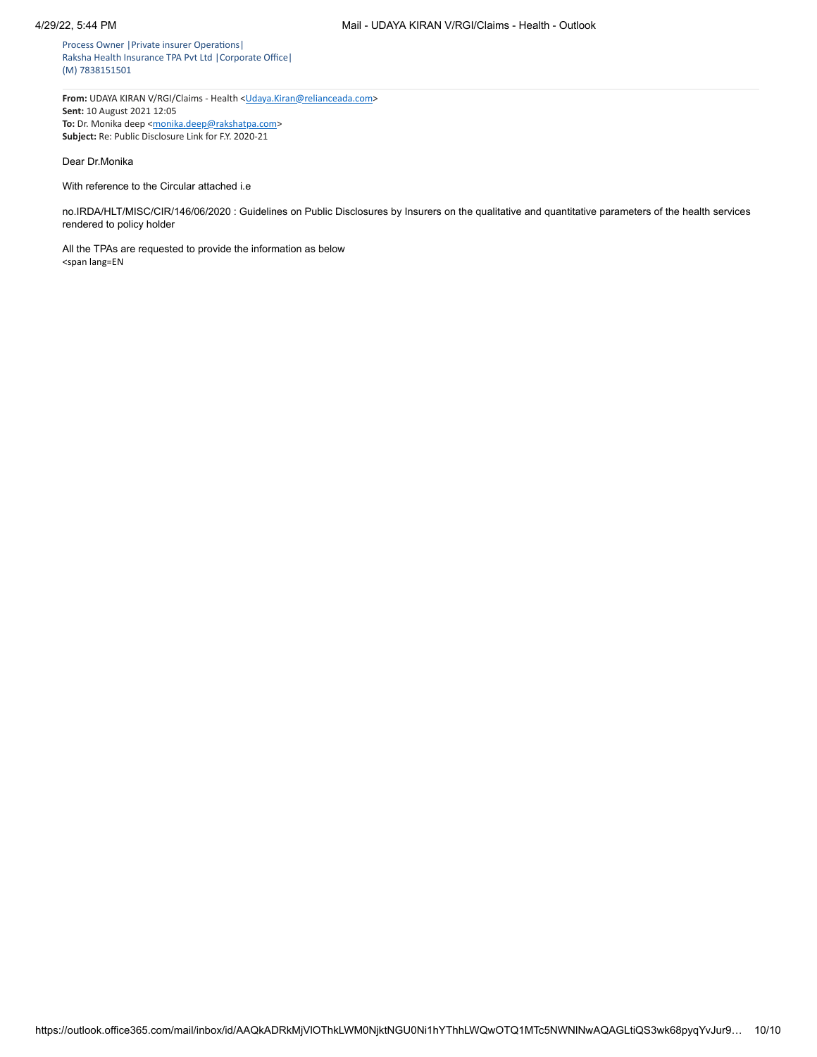Process Owner |Private insurer Operations|
Raksha Health Insurance TPA Pvt Ltd |Corporate Office|
(M) 7838151501

**From:** UDAYA KIRAN V/RGI/Claims - Health <Udaya.Kiran@relianceada.com>
**Sent:** 10 August 2021 12:05
**To:** Dr. Monika deep <monika.deep@rakshatpa.com>
**Subject:** Re: Public Disclosure Link for F.Y. 2020-21

Dear Dr.Monika

With reference to the Circular attached i.e

no.IRDA/HLT/MISC/CIR/146/06/2020 : Guidelines on Public Disclosures by Insurers on the qualitative and quantitative parameters of the health services rendered to policy holder

All the TPAs are requested to provide the information as below
<span lang=EN